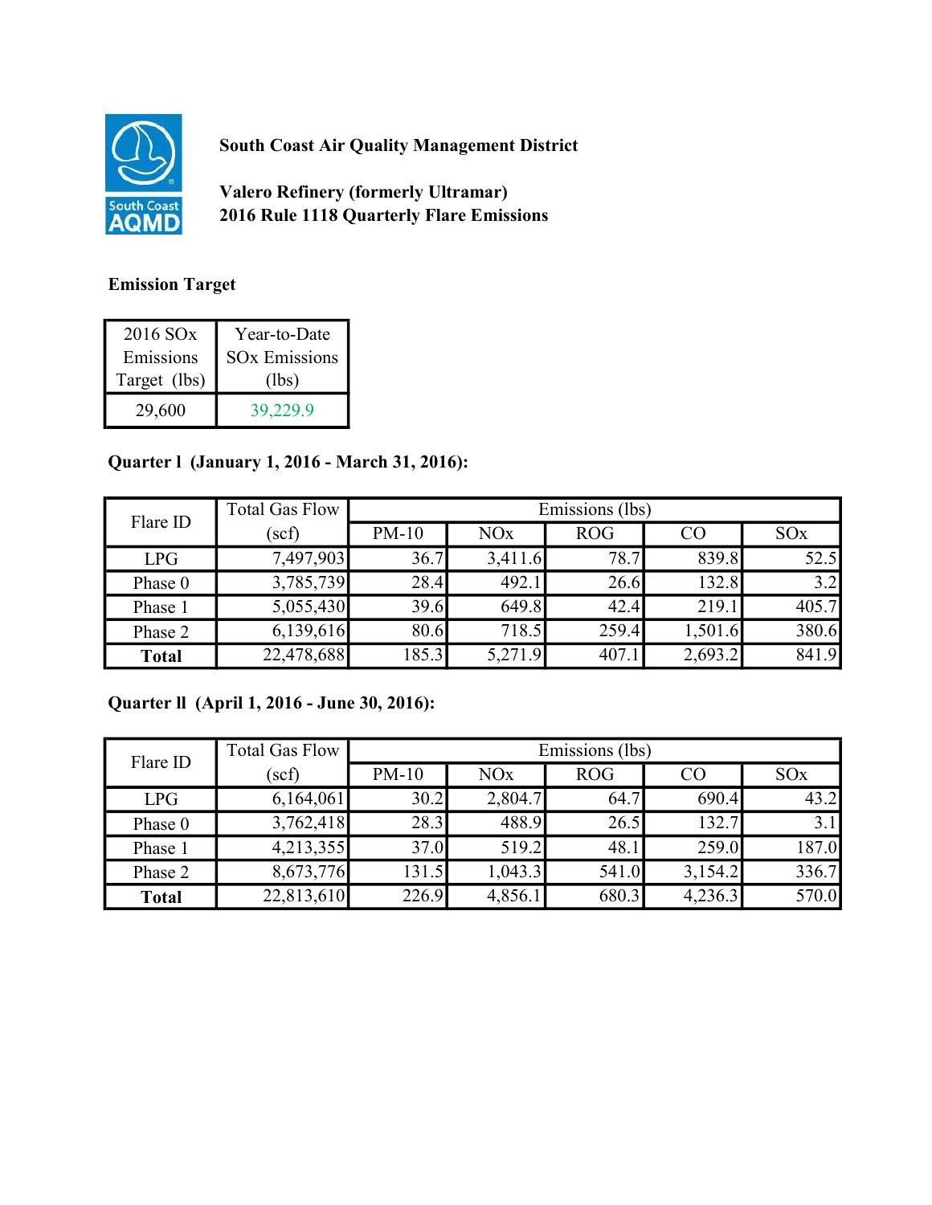**South Coast Air Quality Management District**

**Valero Refinery (formerly Ultramar)**
**2016 Rule 1118 Quarterly Flare Emissions**

**Emission Target**

| 2016 SOx Emissions Target (lbs) | Year-to-Date SOx Emissions (lbs) |
|---|---|
| 29,600 | 39,229.9 |

**Quarter I (January 1, 2016 - March 31, 2016):**

| Flare ID | Total Gas Flow | Emissions (lbs) | | | | |
|---|---|---|---|---|---|---|
| | (scf) | PM-10 | NOx | ROG | CO | SOx |
| LPG | 7,497,903 | 36.7 | 3,411.6 | 78.7 | 839.8 | 52.5 |
| Phase 0 | 3,785,739 | 28.4 | 492.1 | 26.6 | 132.8 | 3.2 |
| Phase 1 | 5,055,430 | 39.6 | 649.8 | 42.4 | 219.1 | 405.7 |
| Phase 2 | 6,139,616 | 80.6 | 718.5 | 259.4 | 1,501.6 | 380.6 |
| **Total** | 22,478,688 | 185.3 | 5,271.9 | 407.1 | 2,693.2 | 841.9 |

**Quarter II (April 1, 2016 - June 30, 2016):**

| Flare ID | Total Gas Flow | Emissions (lbs) | | | | |
|---|---|---|---|---|---|---|
| | (scf) | PM-10 | NOx | ROG | CO | SOx |
| LPG | 6,164,061 | 30.2 | 2,804.7 | 64.7 | 690.4 | 43.2 |
| Phase 0 | 3,762,418 | 28.3 | 488.9 | 26.5 | 132.7 | 3.1 |
| Phase 1 | 4,213,355 | 37.0 | 519.2 | 48.1 | 259.0 | 187.0 |
| Phase 2 | 8,673,776 | 131.5 | 1,043.3 | 541.0 | 3,154.2 | 336.7 |
| **Total** | 22,813,610 | 226.9 | 4,856.1 | 680.3 | 4,236.3 | 570.0 |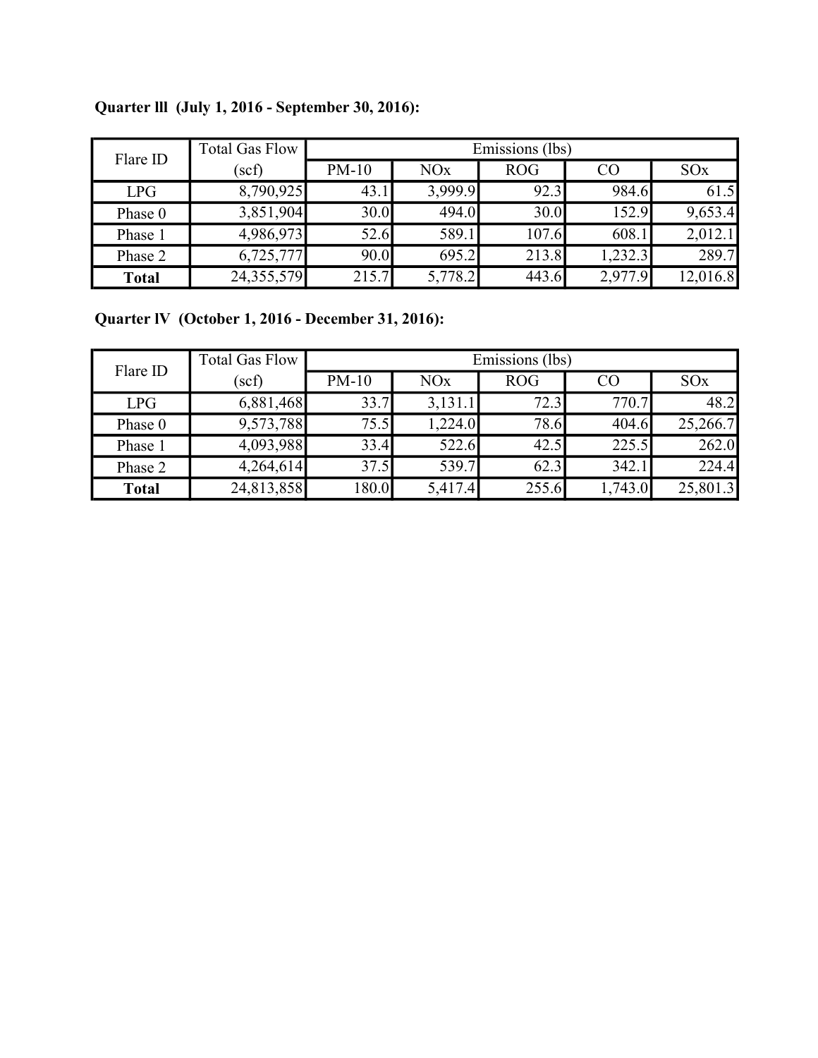**Quarter lll (July 1, 2016 - September 30, 2016):**

| Flare ID | Total Gas Flow | Emissions (lbs) | | | | |
|---|---|---|---|---|---|---|
| | (scf) | PM-10 | NOx | ROG | CO | SOx |
| LPG | 8,790,925 | 43.1 | 3,999.9 | 92.3 | 984.6 | 61.5 |
| Phase 0 | 3,851,904 | 30.0 | 494.0 | 30.0 | 152.9 | 9,653.4 |
| Phase 1 | 4,986,973 | 52.6 | 589.1 | 107.6 | 608.1 | 2,012.1 |
| Phase 2 | 6,725,777 | 90.0 | 695.2 | 213.8 | 1,232.3 | 289.7 |
| **Total** | 24,355,579 | 215.7 | 5,778.2 | 443.6 | 2,977.9 | 12,016.8 |

**Quarter lV (October 1, 2016 - December 31, 2016):**

| Flare ID | Total Gas Flow | Emissions (lbs) | | | | |
|---|---|---|---|---|---|---|
| | (scf) | PM-10 | NOx | ROG | CO | SOx |
| LPG | 6,881,468 | 33.7 | 3,131.1 | 72.3 | 770.7 | 48.2 |
| Phase 0 | 9,573,788 | 75.5 | 1,224.0 | 78.6 | 404.6 | 25,266.7 |
| Phase 1 | 4,093,988 | 33.4 | 522.6 | 42.5 | 225.5 | 262.0 |
| Phase 2 | 4,264,614 | 37.5 | 539.7 | 62.3 | 342.1 | 224.4 |
| **Total** | 24,813,858 | 180.0 | 5,417.4 | 255.6 | 1,743.0 | 25,801.3 |